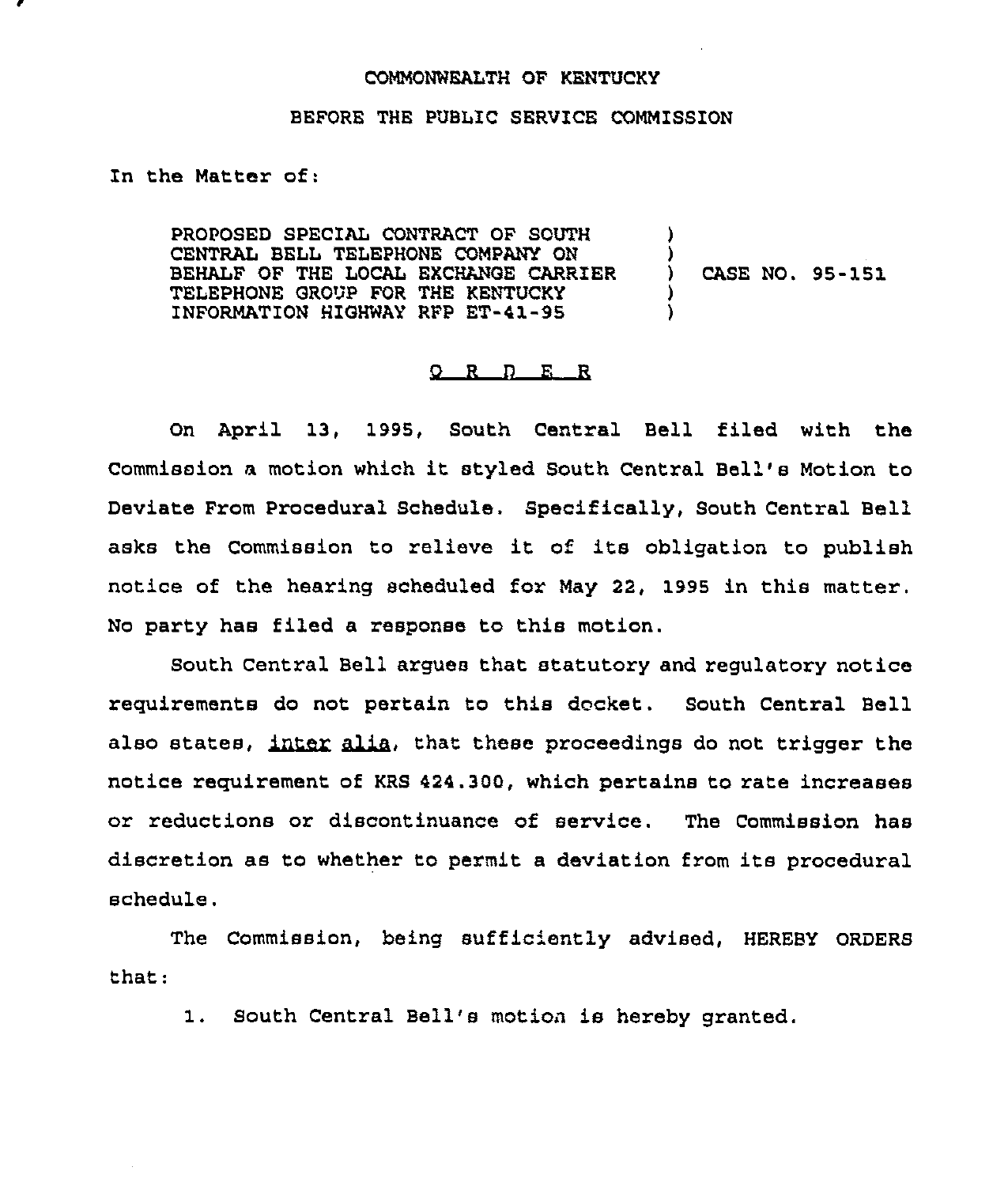COMMONWEALTH OF KENTUCKY

BEFORE THE PUBLIC SERVICE COMMISSION

In the Matter of:

| | | |
|---|---|---|
| PROPOSED SPECIAL CONTRACT OF SOUTH CENTRAL BELL TELEPHONE COMPANY ON BEHALF OF THE LOCAL EXCHANGE CARRIER TELEPHONE GROUP FOR THE KENTUCKY INFORMATION HIGHWAY RFP ET-41-95 | ) | CASE NO. 95-151 |

O R D E R

On April 13, 1995, South Central Bell filed with the Commission a motion which it styled South Central Bell's Motion to Deviate From Procedural Schedule. Specifically, South Central Bell asks the Commission to relieve it of its obligation to publish notice of the hearing scheduled for May 22, 1995 in this matter. No party has filed a response to this motion.

South Central Bell argues that statutory and regulatory notice requirements do not pertain to this docket. South Central Bell also states, inter alia, that these proceedings do not trigger the notice requirement of KRS 424.300, which pertains to rate increases or reductions or discontinuance of service. The Commission has discretion as to whether to permit a deviation from its procedural schedule.

The Commission, being sufficiently advised, HEREBY ORDERS that:

1. South Central Bell's motion is hereby granted.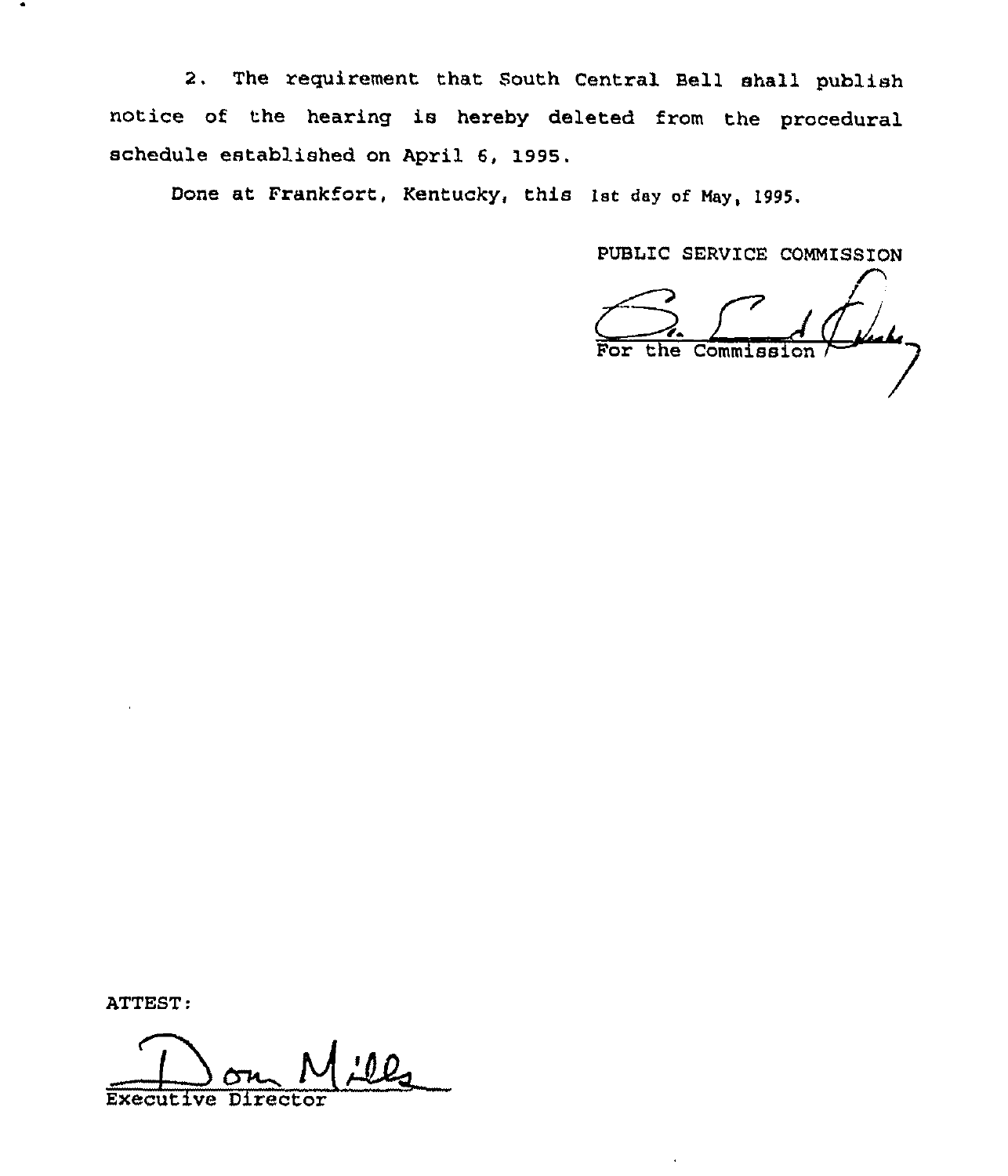2. The requirement that South Central Bell shall publish notice of the hearing is hereby deleted from the procedural schedule established on April 6, 1995.

Done at Frankfort, Kentucky, this 1st day of May, 1995.

PUBLIC SERVICE COMMISSION

For the Commission

ATTEST:

Executive Director